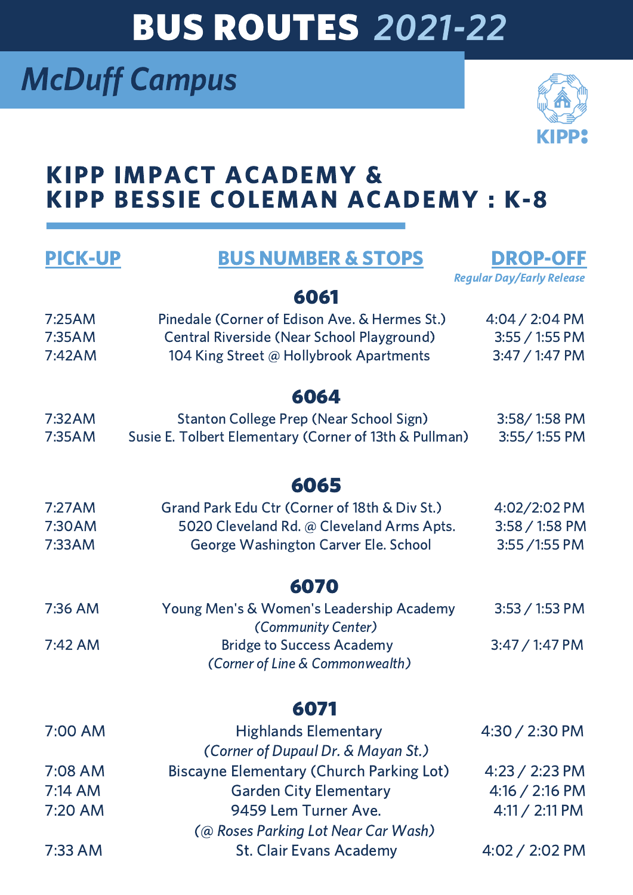# BUS ROUTES *2021-22*

## *McDuff Campus*

KIPP

## KIPP IMPACT ACADEMY & KIPP BESSIE COLEMAN ACADEMY : K-8

| PICK-UP | BUS NUMBER & STOPS | DROP-OFF *Regular Day/Early Release* |
|---|---|---|
| | **6061** | |
| 7:25AM | Pinedale (Corner of Edison Ave. & Hermes St.) | 4:04 / 2:04 PM |
| 7:35AM | Central Riverside (Near School Playground) | 3:55 / 1:55 PM |
| 7:42AM | 104 King Street @ Hollybrook Apartments | 3:47 / 1:47 PM |
| | **6064** | |
| 7:32AM | Stanton College Prep (Near School Sign) | 3:58/ 1:58 PM |
| 7:35AM | Susie E. Tolbert Elementary (Corner of 13th & Pullman) | 3:55/ 1:55 PM |
| | **6065** | |
| 7:27AM | Grand Park Edu Ctr (Corner of 18th & Div St.) | 4:02/2:02 PM |
| 7:30AM | 5020 Cleveland Rd. @ Cleveland Arms Apts. | 3:58 / 1:58 PM |
| 7:33AM | George Washington Carver Ele. School | 3:55 /1:55 PM |
| | **6070** | |
| 7:36 AM | Young Men's & Women's Leadership Academy *(Community Center)* | 3:53 / 1:53 PM |
| 7:42 AM | Bridge to Success Academy *(Corner of Line & Commonwealth)* | 3:47 / 1:47 PM |
| | **6071** | |
| 7:00 AM | Highlands Elementary *(Corner of Dupaul Dr. & Mayan St.)* | 4:30 / 2:30 PM |
| 7:08 AM | Biscayne Elementary (Church Parking Lot) | 4:23 / 2:23 PM |
| 7:14 AM | Garden City Elementary | 4:16 / 2:16 PM |
| 7:20 AM | 9459 Lem Turner Ave. *(@ Roses Parking Lot Near Car Wash)* | 4:11 / 2:11 PM |
| 7:33 AM | St. Clair Evans Academy | 4:02 / 2:02 PM |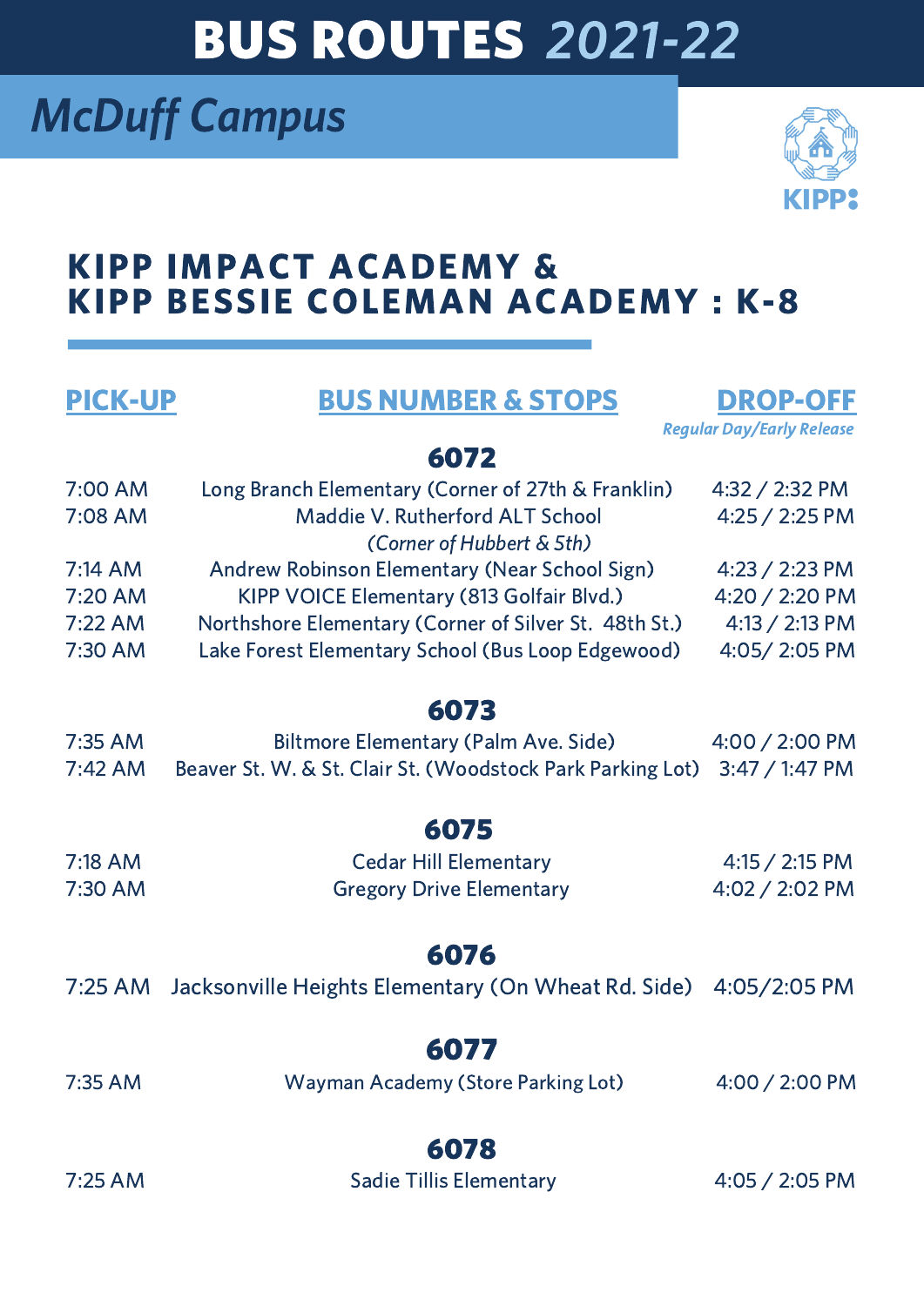# BUS ROUTES *2021-22*

## *McDuff Campus*

KIPP

## KIPP IMPACT ACADEMY & KIPP BESSIE COLEMAN ACADEMY : K-8

| PICK-UP | BUS NUMBER & STOPS | DROP-OFF *Regular Day/Early Release* |
|---|---|---|
| | **6072** | |
| 7:00 AM | Long Branch Elementary (Corner of 27th & Franklin) | 4:32 / 2:32 PM |
| 7:08 AM | Maddie V. Rutherford ALT School *(Corner of Hubbert & 5th)* | 4:25 / 2:25 PM |
| 7:14 AM | Andrew Robinson Elementary (Near School Sign) | 4:23 / 2:23 PM |
| 7:20 AM | KIPP VOICE Elementary (813 Golfair Blvd.) | 4:20 / 2:20 PM |
| 7:22 AM | Northshore Elementary (Corner of Silver St. 48th St.) | 4:13 / 2:13 PM |
| 7:30 AM | Lake Forest Elementary School (Bus Loop Edgewood) | 4:05/ 2:05 PM |
| | **6073** | |
| 7:35 AM | Biltmore Elementary (Palm Ave. Side) | 4:00 / 2:00 PM |
| 7:42 AM | Beaver St. W. & St. Clair St. (Woodstock Park Parking Lot) | 3:47 / 1:47 PM |
| | **6075** | |
| 7:18 AM | Cedar Hill Elementary | 4:15 / 2:15 PM |
| 7:30 AM | Gregory Drive Elementary | 4:02 / 2:02 PM |
| | **6076** | |
| 7:25 AM | Jacksonville Heights Elementary (On Wheat Rd. Side) | 4:05/2:05 PM |
| | **6077** | |
| 7:35 AM | Wayman Academy (Store Parking Lot) | 4:00 / 2:00 PM |
| | **6078** | |
| 7:25 AM | Sadie Tillis Elementary | 4:05 / 2:05 PM |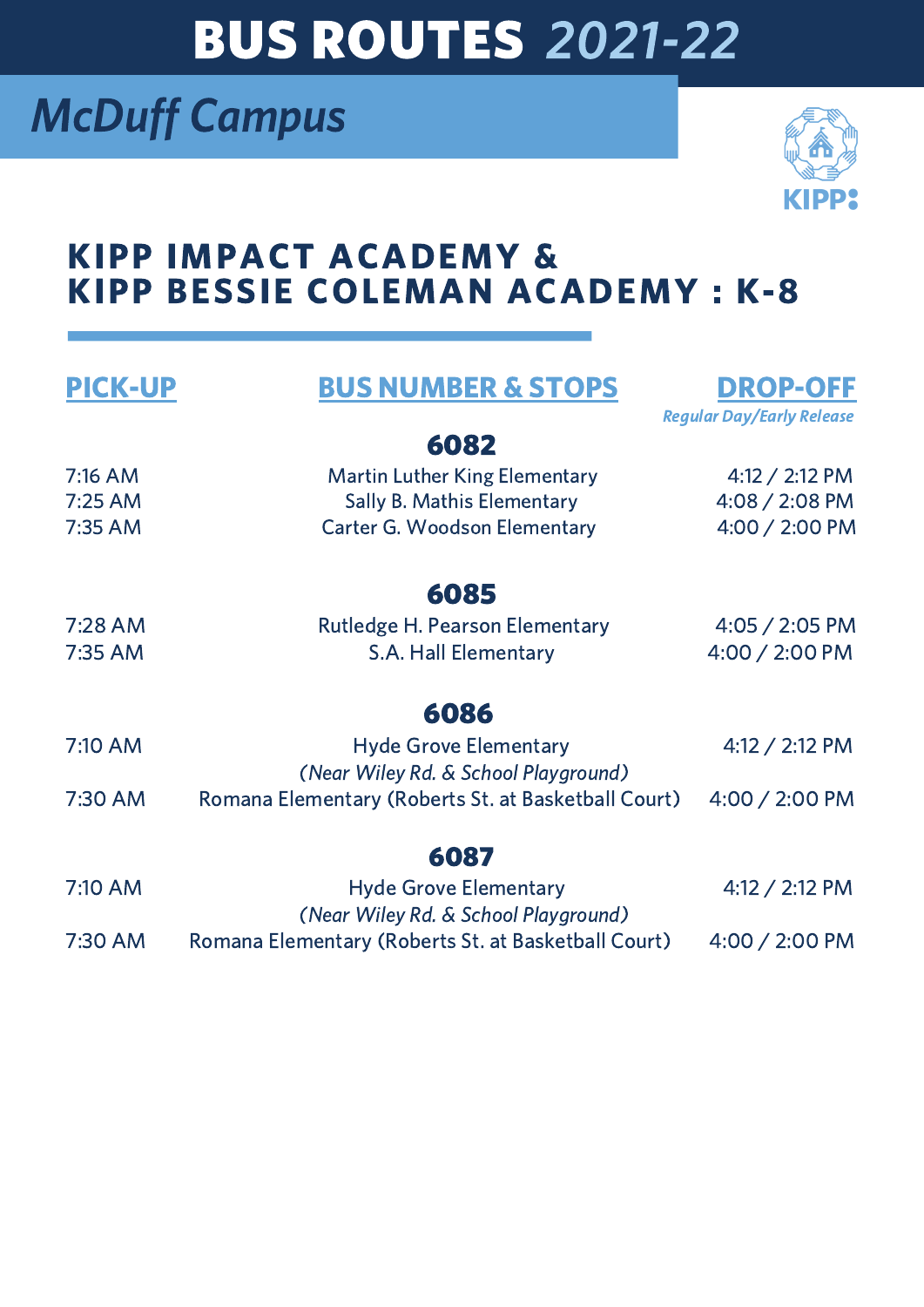# BUS ROUTES *2021-22*

## *McDuff Campus*

KIPP

## KIPP IMPACT ACADEMY & KIPP BESSIE COLEMAN ACADEMY : K-8

| PICK-UP | BUS NUMBER & STOPS | DROP-OFF *Regular Day/Early Release* |
|---|---|---|
| | **6082** | |
| 7:16 AM | Martin Luther King Elementary | 4:12 / 2:12 PM |
| 7:25 AM | Sally B. Mathis Elementary | 4:08 / 2:08 PM |
| 7:35 AM | Carter G. Woodson Elementary | 4:00 / 2:00 PM |
| | **6085** | |
| 7:28 AM | Rutledge H. Pearson Elementary | 4:05 / 2:05 PM |
| 7:35 AM | S.A. Hall Elementary | 4:00 / 2:00 PM |
| | **6086** | |
| 7:10 AM | Hyde Grove Elementary *(Near Wiley Rd. & School Playground)* | 4:12 / 2:12 PM |
| 7:30 AM | Romana Elementary (Roberts St. at Basketball Court) | 4:00 / 2:00 PM |
| | **6087** | |
| 7:10 AM | Hyde Grove Elementary *(Near Wiley Rd. & School Playground)* | 4:12 / 2:12 PM |
| 7:30 AM | Romana Elementary (Roberts St. at Basketball Court) | 4:00 / 2:00 PM |